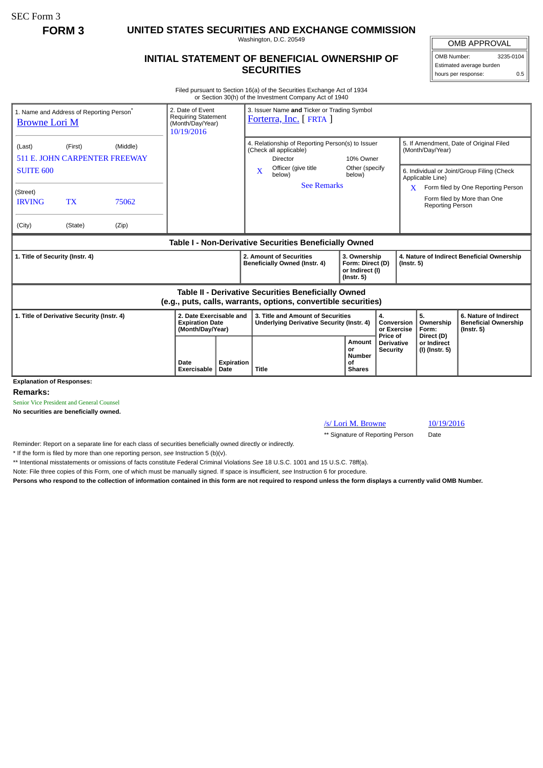SEC Form 3

**FORM 3**

# UNITED STATES SECURITIES AND EXCHANGE COMMISSION

Washington, D.C. 20549

## INITIAL STATEMENT OF BENEFICIAL OWNERSHIP OF SECURITIES

| OMB APPROVAL | |
|---|---|
| OMB Number: | 3235-0104 |
| Estimated average burden hours per response: | 0.5 |

Filed pursuant to Section 16(a) of the Securities Exchange Act of 1934 or Section 30(h) of the Investment Company Act of 1940

| 1. Name and Address of Reporting Person* | 2. Date of Event Requiring Statement (Month/Day/Year) | 3. Issuer Name and Ticker or Trading Symbol |
|---|---|---|
| Browne Lori M | 10/19/2016 | Forterra, Inc. [ FRTA ] |
| (Last) (First) (Middle) 511 E. JOHN CARPENTER FREEWAY SUITE 600 | | 4. Relationship of Reporting Person(s) to Issuer (Check all applicable): Director; 10% Owner; X Officer (give title below); Other (specify below) — See Remarks |
| (Street) IRVING TX 75062 | | 5. If Amendment, Date of Original Filed (Month/Day/Year) |
| (City) (State) (Zip) | | 6. Individual or Joint/Group Filing (Check Applicable Line): X Form filed by One Reporting Person; Form filed by More than One Reporting Person |

### Table I - Non-Derivative Securities Beneficially Owned

| 1. Title of Security (Instr. 4) | 2. Amount of Securities Beneficially Owned (Instr. 4) | 3. Ownership Form: Direct (D) or Indirect (I) (Instr. 5) | 4. Nature of Indirect Beneficial Ownership (Instr. 5) |
|---|---|---|---|

### Table II - Derivative Securities Beneficially Owned (e.g., puts, calls, warrants, options, convertible securities)

| 1. Title of Derivative Security (Instr. 4) | 2. Date Exercisable and Expiration Date (Month/Day/Year) | | 3. Title and Amount of Securities Underlying Derivative Security (Instr. 4) | | 4. Conversion or Exercise Price of Derivative Security | 5. Ownership Form: Direct (D) or Indirect (I) (Instr. 5) | 6. Nature of Indirect Beneficial Ownership (Instr. 5) |
|---|---|---|---|---|---|---|---|
| | Date Exercisable | Expiration Date | Title | Amount or Number of Shares | | | |

**Explanation of Responses:**

**Remarks:**

Senior Vice President and General Counsel

**No securities are beneficially owned.**

| /s/ Lori M. Browne | 10/19/2016 |
|---|---|
| ** Signature of Reporting Person | Date |

Reminder: Report on a separate line for each class of securities beneficially owned directly or indirectly.

* If the form is filed by more than one reporting person, *see* Instruction 5 (b)(v).

** Intentional misstatements or omissions of facts constitute Federal Criminal Violations *See* 18 U.S.C. 1001 and 15 U.S.C. 78ff(a).

Note: File three copies of this Form, one of which must be manually signed. If space is insufficient, *see* Instruction 6 for procedure.

**Persons who respond to the collection of information contained in this form are not required to respond unless the form displays a currently valid OMB Number.**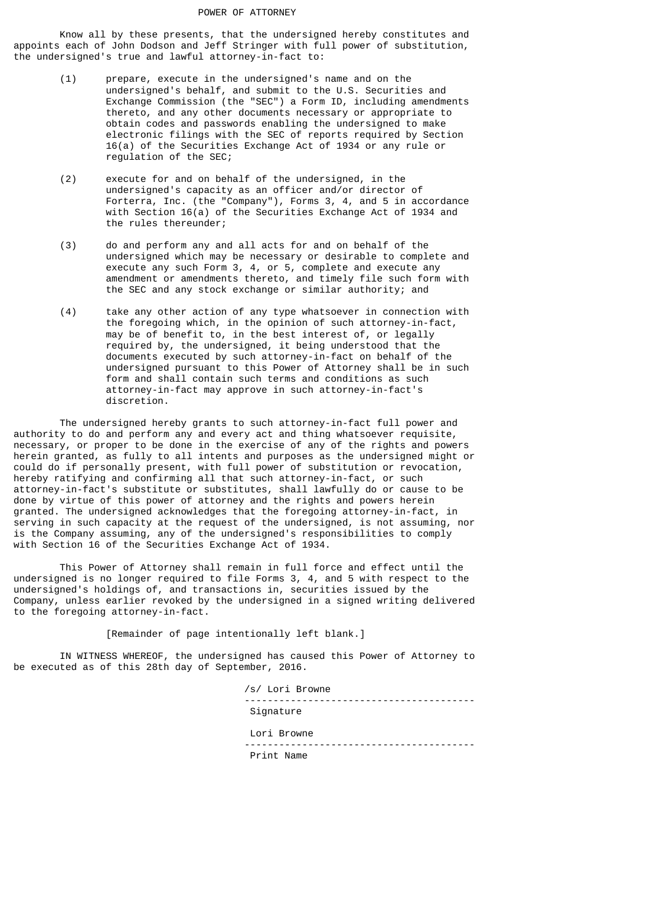# POWER OF ATTORNEY

Know all by these presents, that the undersigned hereby constitutes and appoints each of John Dodson and Jeff Stringer with full power of substitution, the undersigned's true and lawful attorney-in-fact to:

(1) prepare, execute in the undersigned's name and on the undersigned's behalf, and submit to the U.S. Securities and Exchange Commission (the "SEC") a Form ID, including amendments thereto, and any other documents necessary or appropriate to obtain codes and passwords enabling the undersigned to make electronic filings with the SEC of reports required by Section 16(a) of the Securities Exchange Act of 1934 or any rule or regulation of the SEC;

(2) execute for and on behalf of the undersigned, in the undersigned's capacity as an officer and/or director of Forterra, Inc. (the "Company"), Forms 3, 4, and 5 in accordance with Section 16(a) of the Securities Exchange Act of 1934 and the rules thereunder;

(3) do and perform any and all acts for and on behalf of the undersigned which may be necessary or desirable to complete and execute any such Form 3, 4, or 5, complete and execute any amendment or amendments thereto, and timely file such form with the SEC and any stock exchange or similar authority; and

(4) take any other action of any type whatsoever in connection with the foregoing which, in the opinion of such attorney-in-fact, may be of benefit to, in the best interest of, or legally required by, the undersigned, it being understood that the documents executed by such attorney-in-fact on behalf of the undersigned pursuant to this Power of Attorney shall be in such form and shall contain such terms and conditions as such attorney-in-fact may approve in such attorney-in-fact's discretion.

The undersigned hereby grants to such attorney-in-fact full power and authority to do and perform any and every act and thing whatsoever requisite, necessary, or proper to be done in the exercise of any of the rights and powers herein granted, as fully to all intents and purposes as the undersigned might or could do if personally present, with full power of substitution or revocation, hereby ratifying and confirming all that such attorney-in-fact, or such attorney-in-fact's substitute or substitutes, shall lawfully do or cause to be done by virtue of this power of attorney and the rights and powers herein granted. The undersigned acknowledges that the foregoing attorney-in-fact, in serving in such capacity at the request of the undersigned, is not assuming, nor is the Company assuming, any of the undersigned's responsibilities to comply with Section 16 of the Securities Exchange Act of 1934.

This Power of Attorney shall remain in full force and effect until the undersigned is no longer required to file Forms 3, 4, and 5 with respect to the undersigned's holdings of, and transactions in, securities issued by the Company, unless earlier revoked by the undersigned in a signed writing delivered to the foregoing attorney-in-fact.

[Remainder of page intentionally left blank.]

IN WITNESS WHEREOF, the undersigned has caused this Power of Attorney to be executed as of this 28th day of September, 2016.

/s/ Lori Browne
---------------------------------------
Signature

Lori Browne
---------------------------------------
Print Name